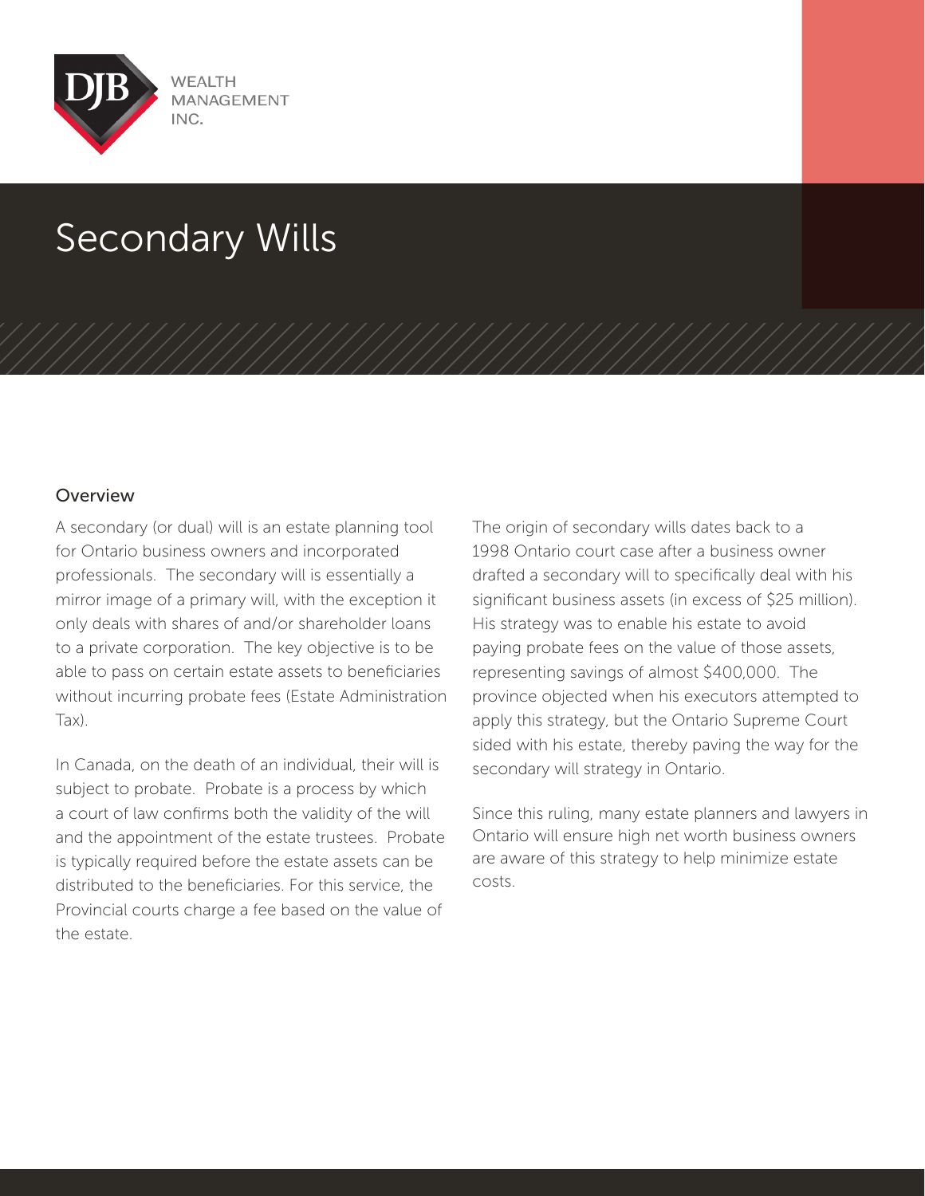DJB WEALTH MANAGEMENT INC.

# Secondary Wills

## Overview

A secondary (or dual) will is an estate planning tool for Ontario business owners and incorporated professionals. The secondary will is essentially a mirror image of a primary will, with the exception it only deals with shares of and/or shareholder loans to a private corporation. The key objective is to be able to pass on certain estate assets to beneficiaries without incurring probate fees (Estate Administration Tax).

In Canada, on the death of an individual, their will is subject to probate. Probate is a process by which a court of law confirms both the validity of the will and the appointment of the estate trustees. Probate is typically required before the estate assets can be distributed to the beneficiaries. For this service, the Provincial courts charge a fee based on the value of the estate.

The origin of secondary wills dates back to a 1998 Ontario court case after a business owner drafted a secondary will to specifically deal with his significant business assets (in excess of $25 million). His strategy was to enable his estate to avoid paying probate fees on the value of those assets, representing savings of almost $400,000. The province objected when his executors attempted to apply this strategy, but the Ontario Supreme Court sided with his estate, thereby paving the way for the secondary will strategy in Ontario.

Since this ruling, many estate planners and lawyers in Ontario will ensure high net worth business owners are aware of this strategy to help minimize estate costs.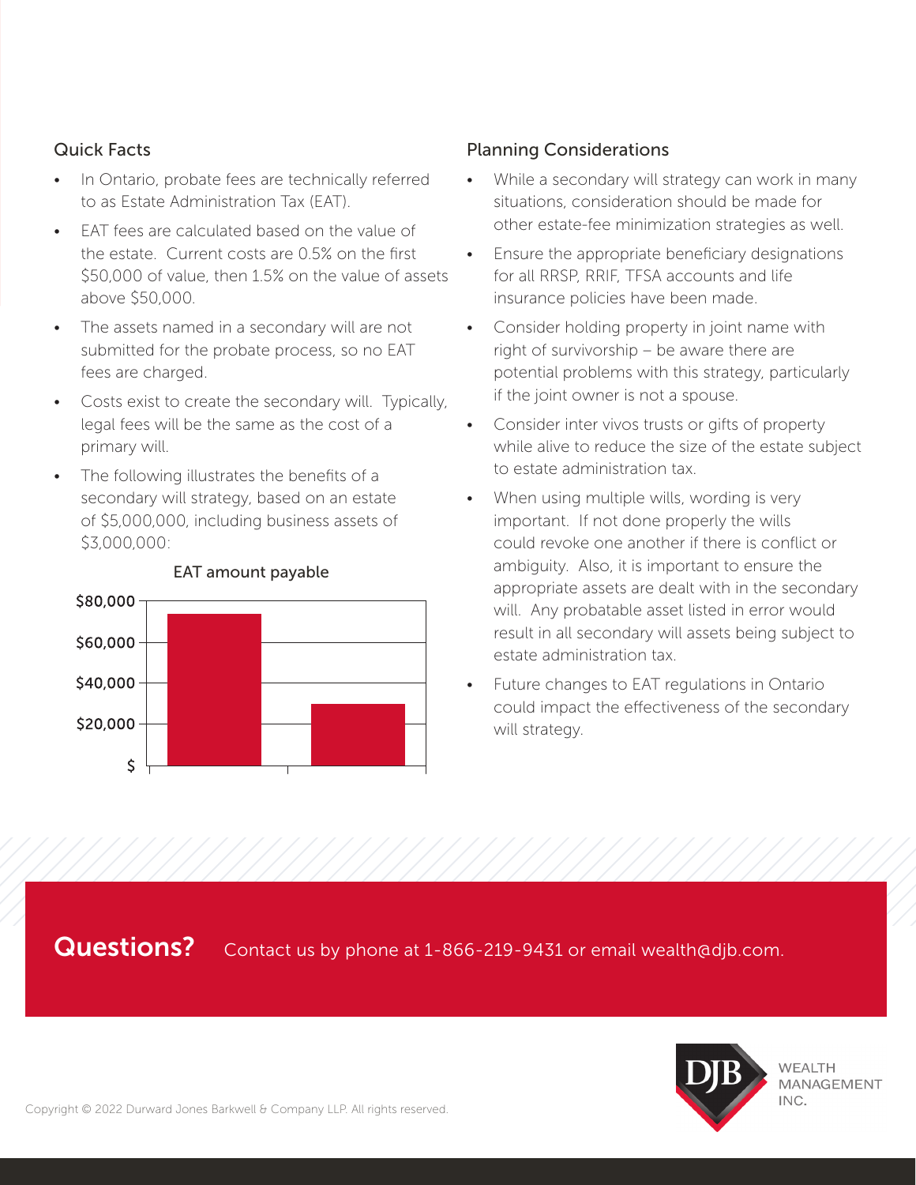## Quick Facts

- In Ontario, probate fees are technically referred to as Estate Administration Tax (EAT).
- EAT fees are calculated based on the value of the estate. Current costs are 0.5% on the first $50,000 of value, then 1.5% on the value of assets above $50,000.
- The assets named in a secondary will are not submitted for the probate process, so no EAT fees are charged.
- Costs exist to create the secondary will. Typically, legal fees will be the same as the cost of a primary will.
- The following illustrates the benefits of a secondary will strategy, based on an estate of $5,000,000, including business assets of $3,000,000:

EAT amount payable

$80,000
$60,000
$40,000
$20,000
$

## Planning Considerations

- While a secondary will strategy can work in many situations, consideration should be made for other estate-fee minimization strategies as well.
- Ensure the appropriate beneficiary designations for all RRSP, RRIF, TFSA accounts and life insurance policies have been made.
- Consider holding property in joint name with right of survivorship – be aware there are potential problems with this strategy, particularly if the joint owner is not a spouse.
- Consider inter vivos trusts or gifts of property while alive to reduce the size of the estate subject to estate administration tax.
- When using multiple wills, wording is very important. If not done properly the wills could revoke one another if there is conflict or ambiguity. Also, it is important to ensure the appropriate assets are dealt with in the secondary will. Any probatable asset listed in error would result in all secondary will assets being subject to estate administration tax.
- Future changes to EAT regulations in Ontario could impact the effectiveness of the secondary will strategy.

**Questions?** Contact us by phone at 1-866-219-9431 or email wealth@djb.com.

DJB WEALTH MANAGEMENT INC.

Copyright © 2022 Durward Jones Barkwell & Company LLP. All rights reserved.